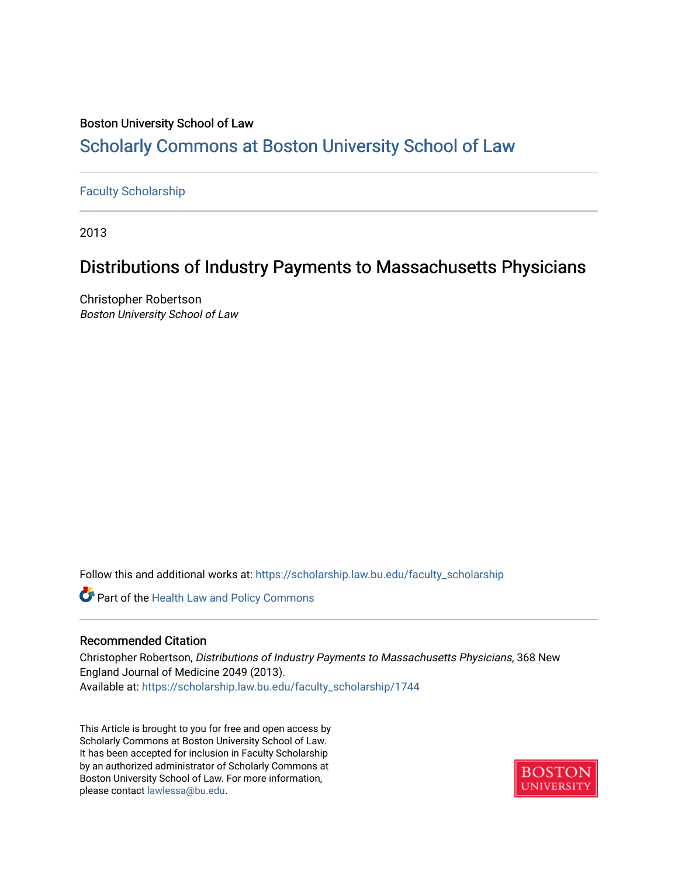Boston University School of Law

# Scholarly Commons at Boston University School of Law

Faculty Scholarship

2013

## Distributions of Industry Payments to Massachusetts Physicians

Christopher Robertson
*Boston University School of Law*

Follow this and additional works at: https://scholarship.law.bu.edu/faculty_scholarship

Part of the Health Law and Policy Commons

### Recommended Citation

Christopher Robertson, *Distributions of Industry Payments to Massachusetts Physicians*, 368 New England Journal of Medicine 2049 (2013).
Available at: https://scholarship.law.bu.edu/faculty_scholarship/1744

This Article is brought to you for free and open access by Scholarly Commons at Boston University School of Law. It has been accepted for inclusion in Faculty Scholarship by an authorized administrator of Scholarly Commons at Boston University School of Law. For more information, please contact lawlessa@bu.edu.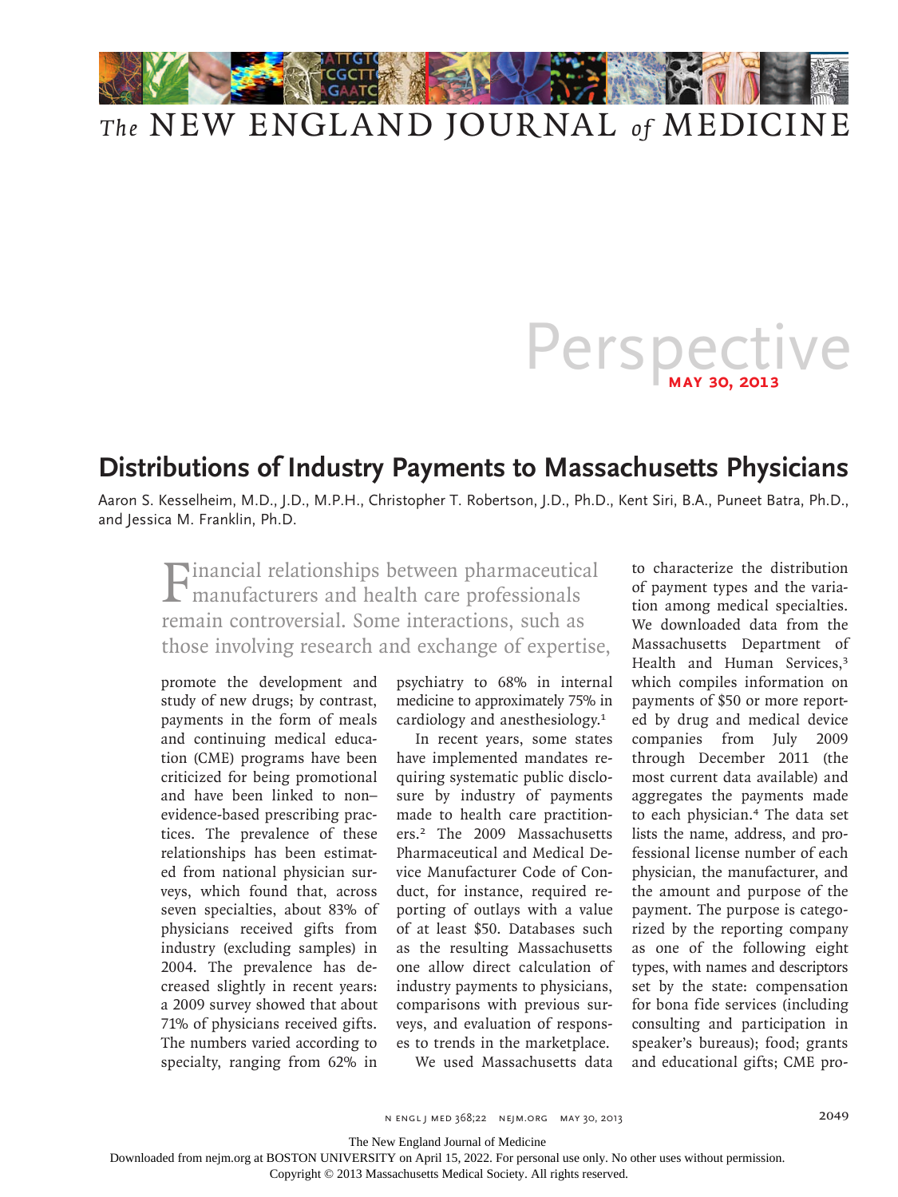# Perspective

**May 30, 2013**

## Distributions of Industry Payments to Massachusetts Physicians

Aaron S. Kesselheim, M.D., J.D., M.P.H., Christopher T. Robertson, J.D., Ph.D., Kent Siri, B.A., Puneet Batra, Ph.D., and Jessica M. Franklin, Ph.D.

Financial relationships between pharmaceutical manufacturers and health care professionals remain controversial. Some interactions, such as those involving research and exchange of expertise, promote the development and study of new drugs; by contrast, payments in the form of meals and continuing medical education (CME) programs have been criticized for being promotional and have been linked to non–evidence-based prescribing practices. The prevalence of these relationships has been estimated from national physician surveys, which found that, across seven specialties, about 83% of physicians received gifts from industry (excluding samples) in 2004. The prevalence has decreased slightly in recent years: a 2009 survey showed that about 71% of physicians received gifts. The numbers varied according to specialty, ranging from 62% in psychiatry to 68% in internal medicine to approximately 75% in cardiology and anesthesiology.[1]

In recent years, some states have implemented mandates requiring systematic public disclosure by industry of payments made to health care practitioners.[2] The 2009 Massachusetts Pharmaceutical and Medical Device Manufacturer Code of Conduct, for instance, required reporting of outlays with a value of at least $50. Databases such as the resulting Massachusetts one allow direct calculation of industry payments to physicians, comparisons with previous surveys, and evaluation of responses to trends in the marketplace.

We used Massachusetts data to characterize the distribution of payment types and the variation among medical specialties. We downloaded data from the Massachusetts Department of Health and Human Services,[3] which compiles information on payments of $50 or more reported by drug and medical device companies from July 2009 through December 2011 (the most current data available) and aggregates the payments made to each physician.[4] The data set lists the name, address, and professional license number of each physician, the manufacturer, and the amount and purpose of the payment. The purpose is categorized by the reporting company as one of the following eight types, with names and descriptors set by the state: compensation for bona fide services (including consulting and participation in speaker's bureaus); food; grants and educational gifts; CME pro-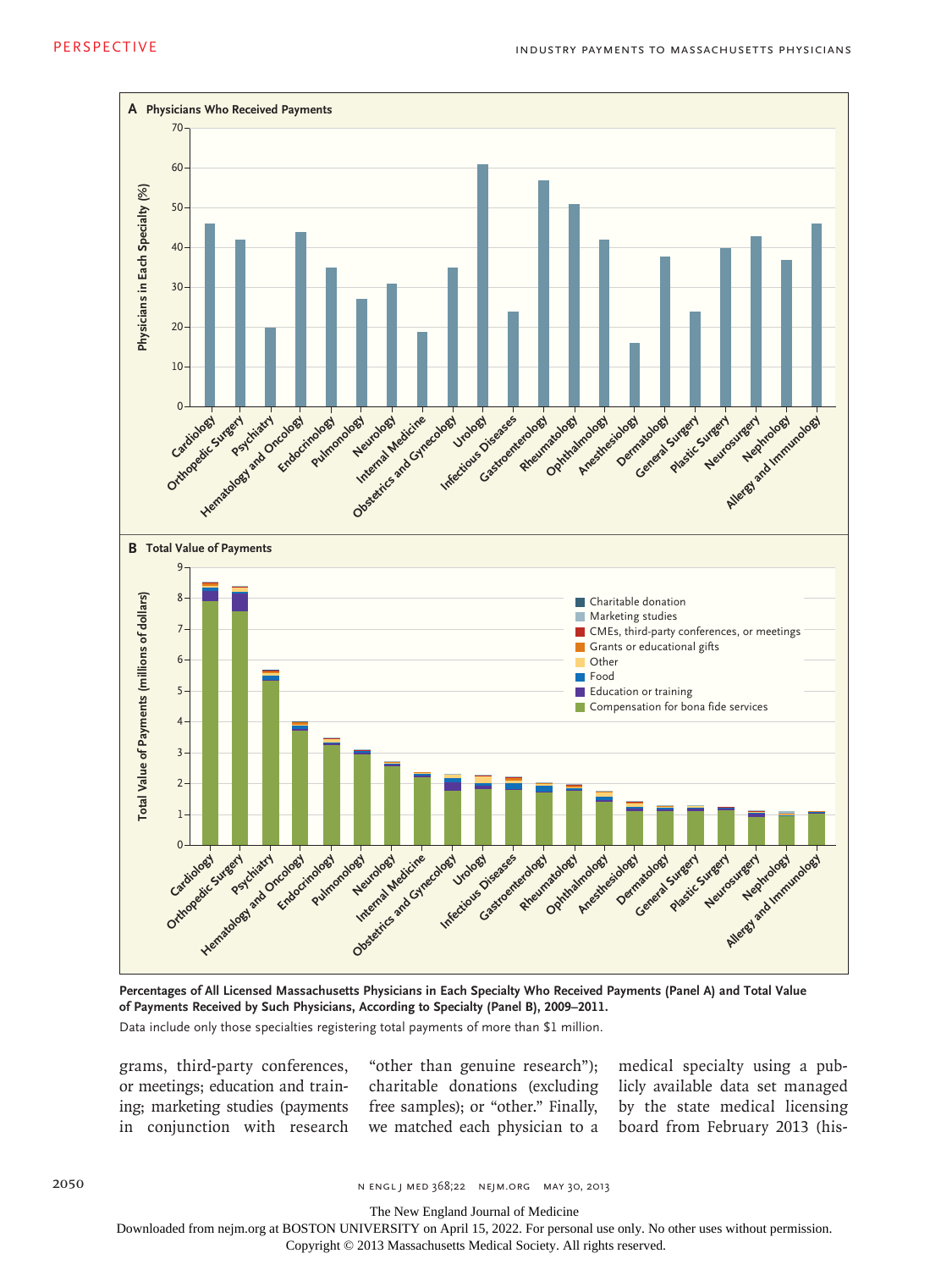Percentages of All Licensed Massachusetts Physicians in Each Specialty Who Received Payments (Panel A) and Total Value of Payments Received by Such Physicians, According to Specialty (Panel B), 2009–2011.

Data include only those specialties registering total payments of more than $1 million.

grams, third-party conferences, or meetings; education and training; marketing studies (payments in conjunction with research "other than genuine research"); charitable donations (excluding free samples); or "other." Finally, we matched each physician to a medical specialty using a publicly available data set managed by the state medical licensing board from February 2013 (his-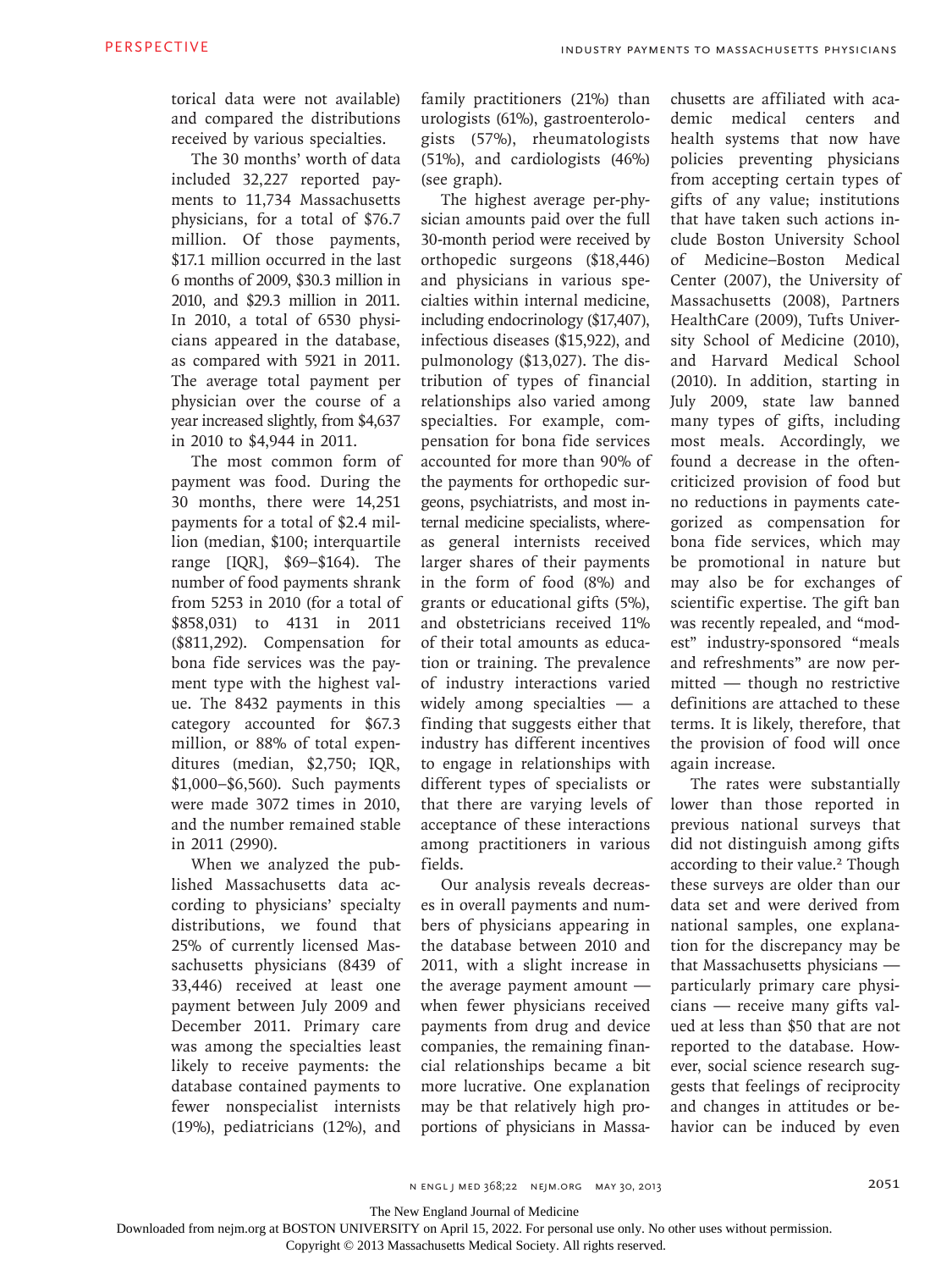torical data were not available) and compared the distributions received by various specialties.

The 30 months' worth of data included 32,227 reported payments to 11,734 Massachusetts physicians, for a total of $76.7 million. Of those payments, $17.1 million occurred in the last 6 months of 2009, $30.3 million in 2010, and $29.3 million in 2011. In 2010, a total of 6530 physicians appeared in the database, as compared with 5921 in 2011. The average total payment per physician over the course of a year increased slightly, from $4,637 in 2010 to $4,944 in 2011.

The most common form of payment was food. During the 30 months, there were 14,251 payments for a total of $2.4 million (median, $100; interquartile range [IQR], $69–$164). The number of food payments shrank from 5253 in 2010 (for a total of $858,031) to 4131 in 2011 ($811,292). Compensation for bona fide services was the payment type with the highest value. The 8432 payments in this category accounted for $67.3 million, or 88% of total expenditures (median, $2,750; IQR, $1,000–$6,560). Such payments were made 3072 times in 2010, and the number remained stable in 2011 (2990).

When we analyzed the published Massachusetts data according to physicians' specialty distributions, we found that 25% of currently licensed Massachusetts physicians (8439 of 33,446) received at least one payment between July 2009 and December 2011. Primary care was among the specialties least likely to receive payments: the database contained payments to fewer nonspecialist internists (19%), pediatricians (12%), and family practitioners (21%) than urologists (61%), gastroenterologists (57%), rheumatologists (51%), and cardiologists (46%) (see graph).

The highest average per-physician amounts paid over the full 30-month period were received by orthopedic surgeons ($18,446) and physicians in various specialties within internal medicine, including endocrinology ($17,407), infectious diseases ($15,922), and pulmonology ($13,027). The distribution of types of financial relationships also varied among specialties. For example, compensation for bona fide services accounted for more than 90% of the payments for orthopedic surgeons, psychiatrists, and most internal medicine specialists, whereas general internists received larger shares of their payments in the form of food (8%) and grants or educational gifts (5%), and obstetricians received 11% of their total amounts as education or training. The prevalence of industry interactions varied widely among specialties — a finding that suggests either that industry has different incentives to engage in relationships with different types of specialists or that there are varying levels of acceptance of these interactions among practitioners in various fields.

Our analysis reveals decreases in overall payments and numbers of physicians appearing in the database between 2010 and 2011, with a slight increase in the average payment amount — when fewer physicians received payments from drug and device companies, the remaining financial relationships became a bit more lucrative. One explanation may be that relatively high proportions of physicians in Massachusetts are affiliated with academic medical centers and health systems that now have policies preventing physicians from accepting certain types of gifts of any value; institutions that have taken such actions include Boston University School of Medicine–Boston Medical Center (2007), the University of Massachusetts (2008), Partners HealthCare (2009), Tufts University School of Medicine (2010), and Harvard Medical School (2010). In addition, starting in July 2009, state law banned many types of gifts, including most meals. Accordingly, we found a decrease in the often-criticized provision of food but no reductions in payments categorized as compensation for bona fide services, which may be promotional in nature but may also be for exchanges of scientific expertise. The gift ban was recently repealed, and "modest" industry-sponsored "meals and refreshments" are now permitted — though no restrictive definitions are attached to these terms. It is likely, therefore, that the provision of food will once again increase.

The rates were substantially lower than those reported in previous national surveys that did not distinguish among gifts according to their value.[2] Though these surveys are older than our data set and were derived from national samples, one explanation for the discrepancy may be that Massachusetts physicians — particularly primary care physicians — receive many gifts valued at less than $50 that are not reported to the database. However, social science research suggests that feelings of reciprocity and changes in attitudes or behavior can be induced by even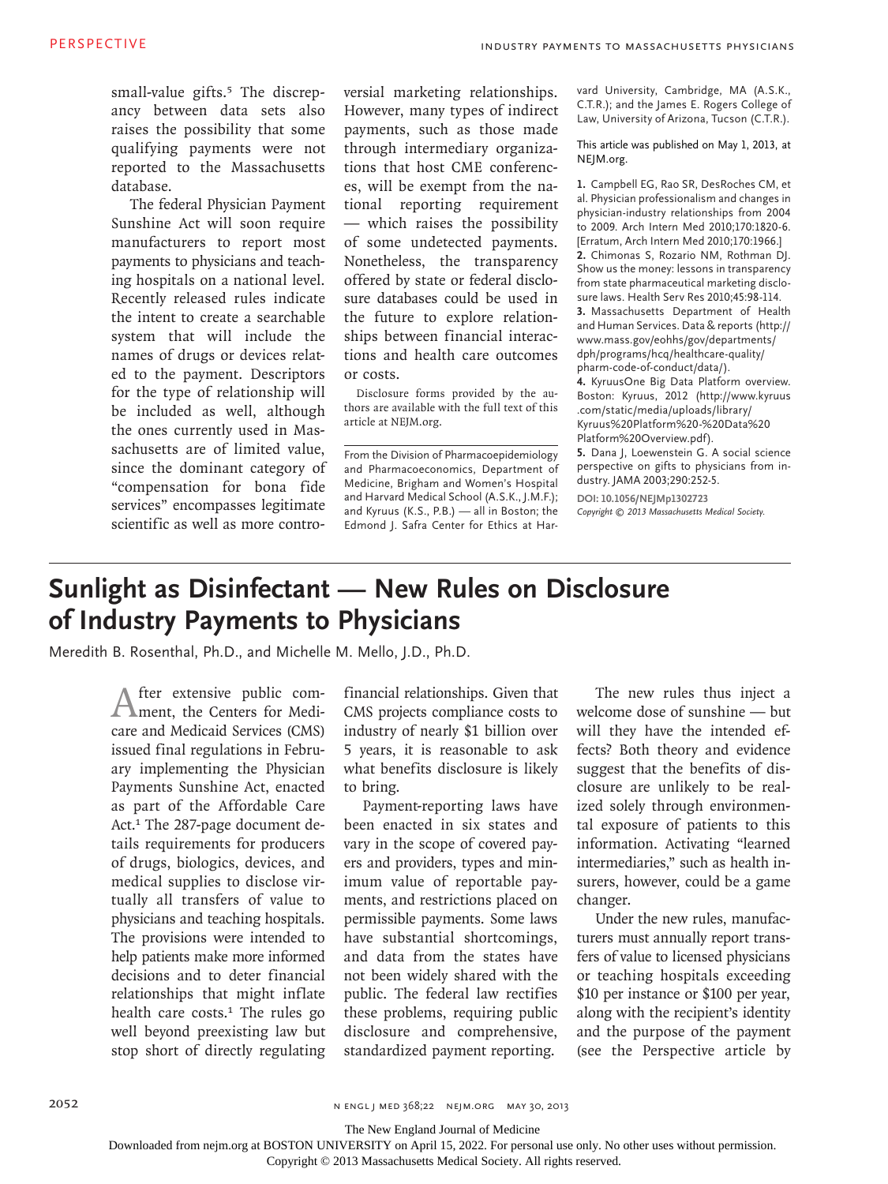small-value gifts.[5] The discrepancy between data sets also raises the possibility that some qualifying payments were not reported to the Massachusetts database.

The federal Physician Payment Sunshine Act will soon require manufacturers to report most payments to physicians and teaching hospitals on a national level. Recently released rules indicate the intent to create a searchable system that will include the names of drugs or devices related to the payment. Descriptors for the type of relationship will be included as well, although the ones currently used in Massachusetts are of limited value, since the dominant category of "compensation for bona fide services" encompasses legitimate scientific as well as more controversial marketing relationships. However, many types of indirect payments, such as those made through intermediary organizations that host CME conferences, will be exempt from the national reporting requirement — which raises the possibility of some undetected payments. Nonetheless, the transparency offered by state or federal disclosure databases could be used in the future to explore relationships between financial interactions and health care outcomes or costs.

Disclosure forms provided by the authors are available with the full text of this article at NEJM.org.

From the Division of Pharmacoepidemiology and Pharmacoeconomics, Department of Medicine, Brigham and Women's Hospital and Harvard Medical School (A.S.K., J.M.F.); and Kyruus (K.S., P.B.) — all in Boston; the Edmond J. Safra Center for Ethics at Harvard University, Cambridge, MA (A.S.K., C.T.R.); and the James E. Rogers College of Law, University of Arizona, Tucson (C.T.R.).

This article was published on May 1, 2013, at NEJM.org.

1. Campbell EG, Rao SR, DesRoches CM, et al. Physician professionalism and changes in physician-industry relationships from 2004 to 2009. Arch Intern Med 2010;170:1820-6. [Erratum, Arch Intern Med 2010;170:1966.]
2. Chimonas S, Rozario NM, Rothman DJ. Show us the money: lessons in transparency from state pharmaceutical marketing disclosure laws. Health Serv Res 2010;45:98-114.
3. Massachusetts Department of Health and Human Services. Data & reports (http://www.mass.gov/eohhs/gov/departments/dph/programs/hcq/healthcare-quality/pharm-code-of-conduct/data/).
4. KyruusOne Big Data Platform overview. Boston: Kyruus, 2012 (http://www.kyruus.com/static/media/uploads/library/Kyruus%20Platform%20-%20Data%20Platform%20Overview.pdf).
5. Dana J, Loewenstein G. A social science perspective on gifts to physicians from industry. JAMA 2003;290:252-5.

DOI: 10.1056/NEJMp1302723
*Copyright © 2013 Massachusetts Medical Society.*

# Sunlight as Disinfectant — New Rules on Disclosure of Industry Payments to Physicians

Meredith B. Rosenthal, Ph.D., and Michelle M. Mello, J.D., Ph.D.

After extensive public comment, the Centers for Medicare and Medicaid Services (CMS) issued final regulations in February implementing the Physician Payments Sunshine Act, enacted as part of the Affordable Care Act.[1] The 287-page document details requirements for producers of drugs, biologics, devices, and medical supplies to disclose virtually all transfers of value to physicians and teaching hospitals. The provisions were intended to help patients make more informed decisions and to deter financial relationships that might inflate health care costs.[1] The rules go well beyond preexisting law but stop short of directly regulating financial relationships. Given that CMS projects compliance costs to industry of nearly $1 billion over 5 years, it is reasonable to ask what benefits disclosure is likely to bring.

Payment-reporting laws have been enacted in six states and vary in the scope of covered payers and providers, types and minimum value of reportable payments, and restrictions placed on permissible payments. Some laws have substantial shortcomings, and data from the states have not been widely shared with the public. The federal law rectifies these problems, requiring public disclosure and comprehensive, standardized payment reporting.

The new rules thus inject a welcome dose of sunshine — but will they have the intended effects? Both theory and evidence suggest that the benefits of disclosure are unlikely to be realized solely through environmental exposure of patients to this information. Activating "learned intermediaries," such as health insurers, however, could be a game changer.

Under the new rules, manufacturers must annually report transfers of value to licensed physicians or teaching hospitals exceeding $10 per instance or $100 per year, along with the recipient's identity and the purpose of the payment (see the Perspective article by